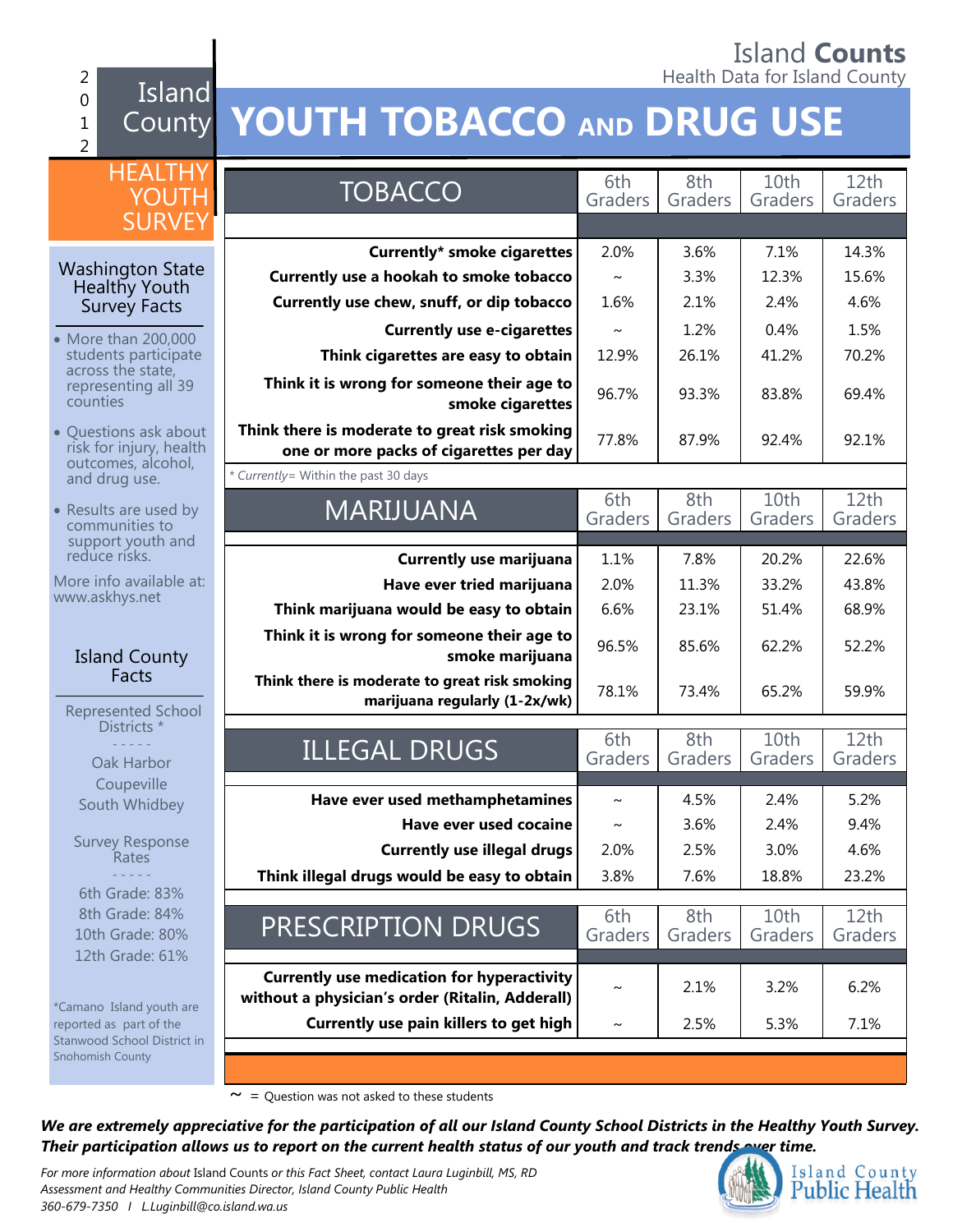Island **Counts**
Health Data for Island County

2012 Island County

# YOUTH TOBACCO AND DRUG USE

## HEALTHY YOUTH SURVEY

### Washington State Healthy Youth Survey Facts

- More than 200,000 students participate across the state, representing all 39 counties
- Questions ask about risk for injury, health outcomes, alcohol, and drug use.
- Results are used by communities to support youth and reduce risks.

More info available at: www.askhys.net

### Island County Facts

Represented School Districts *

- - - - -

Oak Harbor
Coupeville
South Whidbey

Survey Response Rates

- - - - -

6th Grade: 83%
8th Grade: 84%
10th Grade: 80%
12th Grade: 61%

*Camano Island youth are reported as part of the Stanwood School District in Snohomish County

| TOBACCO | 6th Graders | 8th Graders | 10th Graders | 12th Graders |
|---|---|---|---|---|
| **Currently* smoke cigarettes** | 2.0% | 3.6% | 7.1% | 14.3% |
| **Currently use a hookah to smoke tobacco** | ~ | 3.3% | 12.3% | 15.6% |
| **Currently use chew, snuff, or dip tobacco** | 1.6% | 2.1% | 2.4% | 4.6% |
| **Currently use e-cigarettes** | ~ | 1.2% | 0.4% | 1.5% |
| **Think cigarettes are easy to obtain** | 12.9% | 26.1% | 41.2% | 70.2% |
| **Think it is wrong for someone their age to smoke cigarettes** | 96.7% | 93.3% | 83.8% | 69.4% |
| **Think there is moderate to great risk smoking one or more packs of cigarettes per day** | 77.8% | 87.9% | 92.4% | 92.1% |

*\* Currently= Within the past 30 days*

| MARIJUANA | 6th Graders | 8th Graders | 10th Graders | 12th Graders |
|---|---|---|---|---|
| **Currently use marijuana** | 1.1% | 7.8% | 20.2% | 22.6% |
| **Have ever tried marijuana** | 2.0% | 11.3% | 33.2% | 43.8% |
| **Think marijuana would be easy to obtain** | 6.6% | 23.1% | 51.4% | 68.9% |
| **Think it is wrong for someone their age to smoke marijuana** | 96.5% | 85.6% | 62.2% | 52.2% |
| **Think there is moderate to great risk smoking marijuana regularly (1-2x/wk)** | 78.1% | 73.4% | 65.2% | 59.9% |

| ILLEGAL DRUGS | 6th Graders | 8th Graders | 10th Graders | 12th Graders |
|---|---|---|---|---|
| **Have ever used methamphetamines** | ~ | 4.5% | 2.4% | 5.2% |
| **Have ever used cocaine** | ~ | 3.6% | 2.4% | 9.4% |
| **Currently use illegal drugs** | 2.0% | 2.5% | 3.0% | 4.6% |
| **Think illegal drugs would be easy to obtain** | 3.8% | 7.6% | 18.8% | 23.2% |

| PRESCRIPTION DRUGS | 6th Graders | 8th Graders | 10th Graders | 12th Graders |
|---|---|---|---|---|
| **Currently use medication for hyperactivity without a physician's order (Ritalin, Adderall)** | ~ | 2.1% | 3.2% | 6.2% |
| **Currently use pain killers to get high** | ~ | 2.5% | 5.3% | 7.1% |

~ = Question was not asked to these students

***We are extremely appreciative for the participation of all our Island County School Districts in the Healthy Youth Survey. Their participation allows us to report on the current health status of our youth and track trends over time.***

*For more information about* Island Counts *or this Fact Sheet, contact Laura Luginbill, MS, RD*
*Assessment and Healthy Communities Director, Island County Public Health*
*360-679-7350 / L.Luginbill@co.island.wa.us*

Island County Public Health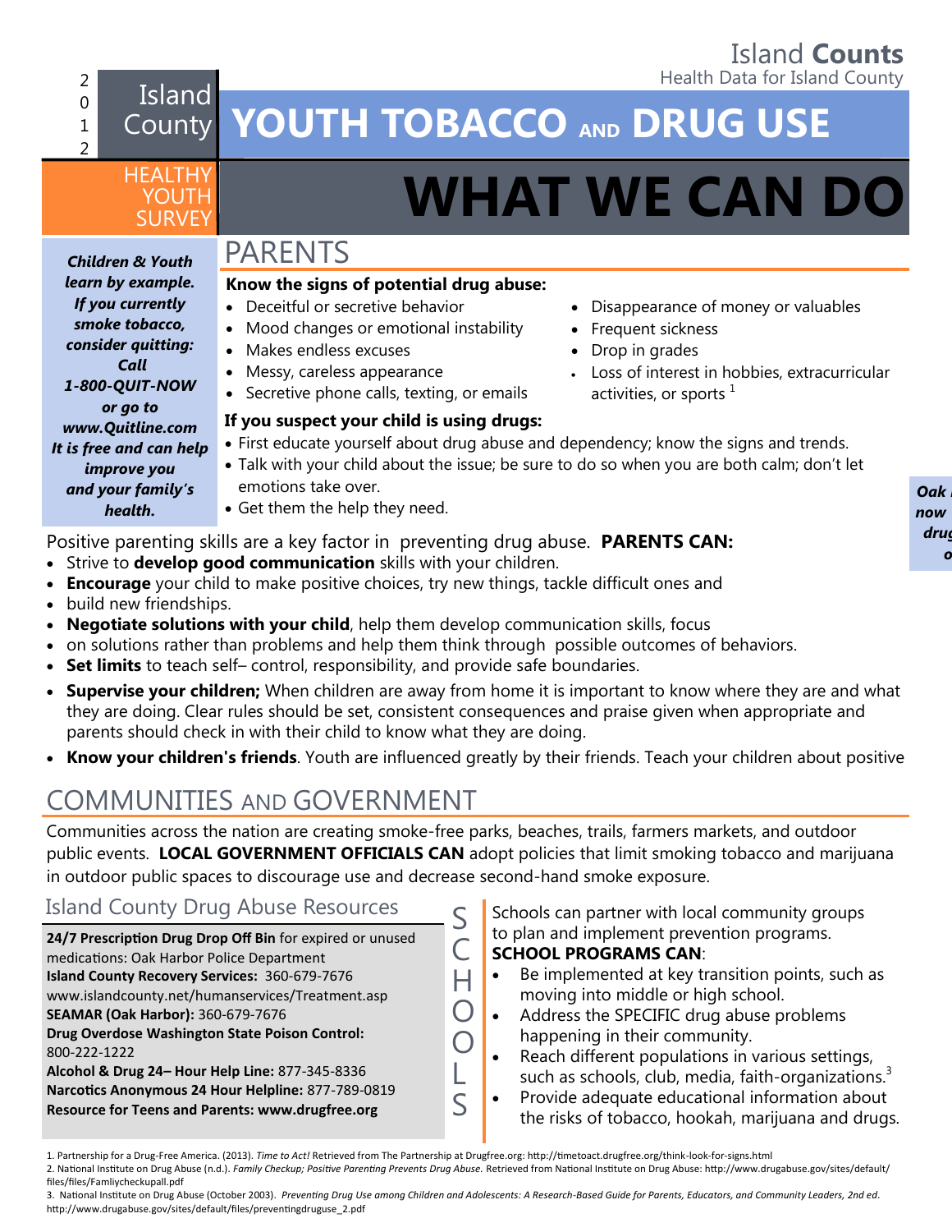Island **Counts**
Health Data for Island County

2012 Island County HEALTHY YOUTH SURVEY

# YOUTH TOBACCO AND DRUG USE

# WHAT WE CAN DO

***Children & Youth learn by example. If you currently smoke tobacco, consider quitting: Call 1-800-QUIT-NOW or go to www.Quitline.com It is free and can help improve you and your family's health.***

## PARENTS

**Know the signs of potential drug abuse:**

- Deceitful or secretive behavior
- Mood changes or emotional instability
- Makes endless excuses
- Messy, careless appearance
- Secretive phone calls, texting, or emails
- Disappearance of money or valuables
- Frequent sickness
- Drop in grades
- Loss of interest in hobbies, extracurricular activities, or sports [1]

**If you suspect your child is using drugs:**

- First educate yourself about drug abuse and dependency; know the signs and trends.
- Talk with your child about the issue; be sure to do so when you are both calm; don't let emotions take over.
- Get them the help they need.

Positive parenting skills are a key factor in preventing drug abuse. **PARENTS CAN:**

- Strive to **develop good communication** skills with your children.
- **Encourage** your child to make positive choices, try new things, tackle difficult ones and
- build new friendships.
- **Negotiate solutions with your child**, help them develop communication skills, focus
- on solutions rather than problems and help them think through possible outcomes of behaviors.
- **Set limits** to teach self– control, responsibility, and provide safe boundaries.
- **Supervise your children;** When children are away from home it is important to know where they are and what they are doing. Clear rules should be set, consistent consequences and praise given when appropriate and parents should check in with their child to know what they are doing.
- **Know your children's friends**. Youth are influenced greatly by their friends. Teach your children about positive

## COMMUNITIES AND GOVERNMENT

Communities across the nation are creating smoke-free parks, beaches, trails, farmers markets, and outdoor public events. **LOCAL GOVERNMENT OFFICIALS CAN** adopt policies that limit smoking tobacco and marijuana in outdoor public spaces to discourage use and decrease second-hand smoke exposure.

### Island County Drug Abuse Resources

**24/7 Prescription Drug Drop Off Bin** for expired or unused medications: Oak Harbor Police Department
**Island County Recovery Services:** 360-679-7676
www.islandcounty.net/humanservices/Treatment.asp
**SEAMAR (Oak Harbor):** 360-679-7676
**Drug Overdose Washington State Poison Control:** 800-222-1222
**Alcohol & Drug 24– Hour Help Line:** 877-345-8336
**Narcotics Anonymous 24 Hour Helpline:** 877-789-0819
**Resource for Teens and Parents: www.drugfree.org**

## SCHOOLS

Schools can partner with local community groups to plan and implement prevention programs.
**SCHOOL PROGRAMS CAN**:

- Be implemented at key transition points, such as moving into middle or high school.
- Address the SPECIFIC drug abuse problems happening in their community.
- Reach different populations in various settings, such as schools, club, media, faith-organizations.[3]
- Provide adequate educational information about the risks of tobacco, hookah, marijuana and drugs.

1. Partnership for a Drug-Free America. (2013). *Time to Act!* Retrieved from The Partnership at Drugfree.org: http://timetoact.drugfree.org/think-look-for-signs.html
2. National Institute on Drug Abuse (n.d.). *Family Checkup; Positive Parenting Prevents Drug Abuse.* Retrieved from National Institute on Drug Abuse: http://www.drugabuse.gov/sites/default/files/files/Famliycheckupall.pdf
3. National Institute on Drug Abuse (October 2003). *Preventing Drug Use among Children and Adolescents: A Research-Based Guide for Parents, Educators, and Community Leaders, 2nd ed.* http://www.drugabuse.gov/sites/default/files/preventingdruguse_2.pdf